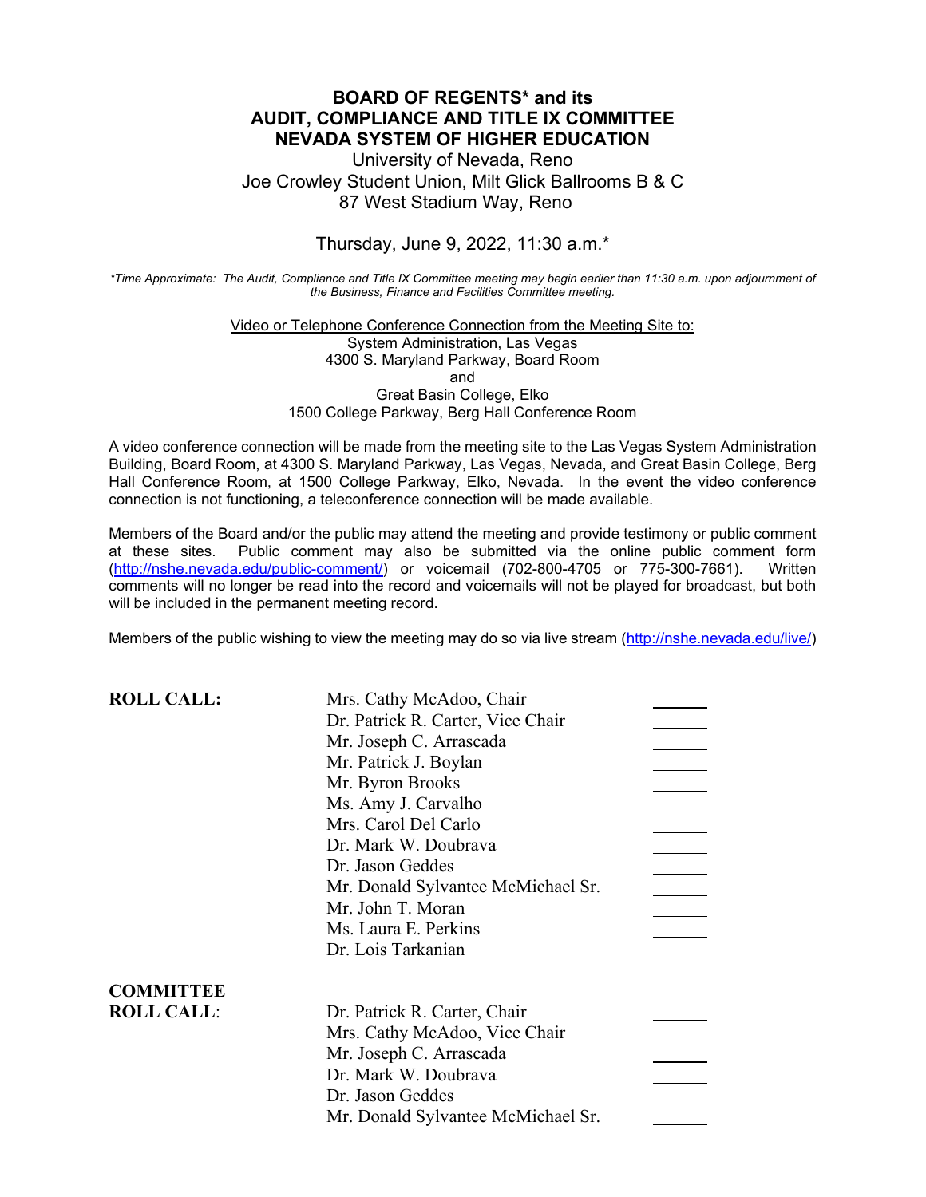# BOARD OF REGENTS* and its AUDIT, COMPLIANCE AND TITLE IX COMMITTEE NEVADA SYSTEM OF HIGHER EDUCATION

University of Nevada, Reno
Joe Crowley Student Union, Milt Glick Ballrooms B & C
87 West Stadium Way, Reno

Thursday, June 9, 2022, 11:30 a.m.*

*\*Time Approximate: The Audit, Compliance and Title IX Committee meeting may begin earlier than 11:30 a.m. upon adjournment of the Business, Finance and Facilities Committee meeting.*

Video or Telephone Conference Connection from the Meeting Site to:
System Administration, Las Vegas
4300 S. Maryland Parkway, Board Room
and
Great Basin College, Elko
1500 College Parkway, Berg Hall Conference Room

A video conference connection will be made from the meeting site to the Las Vegas System Administration Building, Board Room, at 4300 S. Maryland Parkway, Las Vegas, Nevada, and Great Basin College, Berg Hall Conference Room, at 1500 College Parkway, Elko, Nevada. In the event the video conference connection is not functioning, a teleconference connection will be made available.

Members of the Board and/or the public may attend the meeting and provide testimony or public comment at these sites. Public comment may also be submitted via the online public comment form (http://nshe.nevada.edu/public-comment/) or voicemail (702-800-4705 or 775-300-7661). Written comments will no longer be read into the record and voicemails will not be played for broadcast, but both will be included in the permanent meeting record.

Members of the public wishing to view the meeting may do so via live stream (http://nshe.nevada.edu/live/)

**ROLL CALL:**

- Mrs. Cathy McAdoo, Chair \_\_\_\_\_\_
- Dr. Patrick R. Carter, Vice Chair \_\_\_\_\_\_
- Mr. Joseph C. Arrascada \_\_\_\_\_\_
- Mr. Patrick J. Boylan \_\_\_\_\_\_
- Mr. Byron Brooks \_\_\_\_\_\_
- Ms. Amy J. Carvalho \_\_\_\_\_\_
- Mrs. Carol Del Carlo \_\_\_\_\_\_
- Dr. Mark W. Doubrava \_\_\_\_\_\_
- Dr. Jason Geddes \_\_\_\_\_\_
- Mr. Donald Sylvantee McMichael Sr. \_\_\_\_\_\_
- Mr. John T. Moran \_\_\_\_\_\_
- Ms. Laura E. Perkins \_\_\_\_\_\_
- Dr. Lois Tarkanian \_\_\_\_\_\_

**COMMITTEE ROLL CALL:**

- Dr. Patrick R. Carter, Chair \_\_\_\_\_\_
- Mrs. Cathy McAdoo, Vice Chair \_\_\_\_\_\_
- Mr. Joseph C. Arrascada \_\_\_\_\_\_
- Dr. Mark W. Doubrava \_\_\_\_\_\_
- Dr. Jason Geddes \_\_\_\_\_\_
- Mr. Donald Sylvantee McMichael Sr. \_\_\_\_\_\_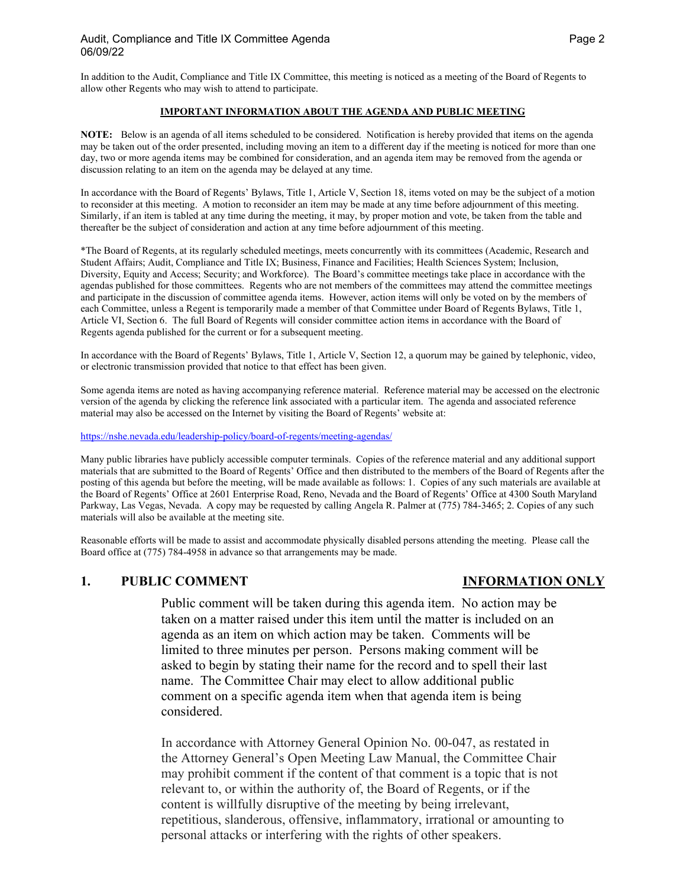In addition to the Audit, Compliance and Title IX Committee, this meeting is noticed as a meeting of the Board of Regents to allow other Regents who may wish to attend to participate.

**IMPORTANT INFORMATION ABOUT THE AGENDA AND PUBLIC MEETING**

**NOTE:** Below is an agenda of all items scheduled to be considered. Notification is hereby provided that items on the agenda may be taken out of the order presented, including moving an item to a different day if the meeting is noticed for more than one day, two or more agenda items may be combined for consideration, and an agenda item may be removed from the agenda or discussion relating to an item on the agenda may be delayed at any time.

In accordance with the Board of Regents' Bylaws, Title 1, Article V, Section 18, items voted on may be the subject of a motion to reconsider at this meeting. A motion to reconsider an item may be made at any time before adjournment of this meeting. Similarly, if an item is tabled at any time during the meeting, it may, by proper motion and vote, be taken from the table and thereafter be the subject of consideration and action at any time before adjournment of this meeting.

*The Board of Regents, at its regularly scheduled meetings, meets concurrently with its committees (Academic, Research and Student Affairs; Audit, Compliance and Title IX; Business, Finance and Facilities; Health Sciences System; Inclusion, Diversity, Equity and Access; Security; and Workforce). The Board's committee meetings take place in accordance with the agendas published for those committees. Regents who are not members of the committees may attend the committee meetings and participate in the discussion of committee agenda items. However, action items will only be voted on by the members of each Committee, unless a Regent is temporarily made a member of that Committee under Board of Regents Bylaws, Title 1, Article VI, Section 6. The full Board of Regents will consider committee action items in accordance with the Board of Regents agenda published for the current or for a subsequent meeting.

In accordance with the Board of Regents' Bylaws, Title 1, Article V, Section 12, a quorum may be gained by telephonic, video, or electronic transmission provided that notice to that effect has been given.

Some agenda items are noted as having accompanying reference material. Reference material may be accessed on the electronic version of the agenda by clicking the reference link associated with a particular item. The agenda and associated reference material may also be accessed on the Internet by visiting the Board of Regents' website at:

https://nshe.nevada.edu/leadership-policy/board-of-regents/meeting-agendas/

Many public libraries have publicly accessible computer terminals. Copies of the reference material and any additional support materials that are submitted to the Board of Regents' Office and then distributed to the members of the Board of Regents after the posting of this agenda but before the meeting, will be made available as follows: 1. Copies of any such materials are available at the Board of Regents' Office at 2601 Enterprise Road, Reno, Nevada and the Board of Regents' Office at 4300 South Maryland Parkway, Las Vegas, Nevada. A copy may be requested by calling Angela R. Palmer at (775) 784-3465; 2. Copies of any such materials will also be available at the meeting site.

Reasonable efforts will be made to assist and accommodate physically disabled persons attending the meeting. Please call the Board office at (775) 784-4958 in advance so that arrangements may be made.

## 1. PUBLIC COMMENT — INFORMATION ONLY

Public comment will be taken during this agenda item. No action may be taken on a matter raised under this item until the matter is included on an agenda as an item on which action may be taken. Comments will be limited to three minutes per person. Persons making comment will be asked to begin by stating their name for the record and to spell their last name. The Committee Chair may elect to allow additional public comment on a specific agenda item when that agenda item is being considered.

In accordance with Attorney General Opinion No. 00-047, as restated in the Attorney General's Open Meeting Law Manual, the Committee Chair may prohibit comment if the content of that comment is a topic that is not relevant to, or within the authority of, the Board of Regents, or if the content is willfully disruptive of the meeting by being irrelevant, repetitious, slanderous, offensive, inflammatory, irrational or amounting to personal attacks or interfering with the rights of other speakers.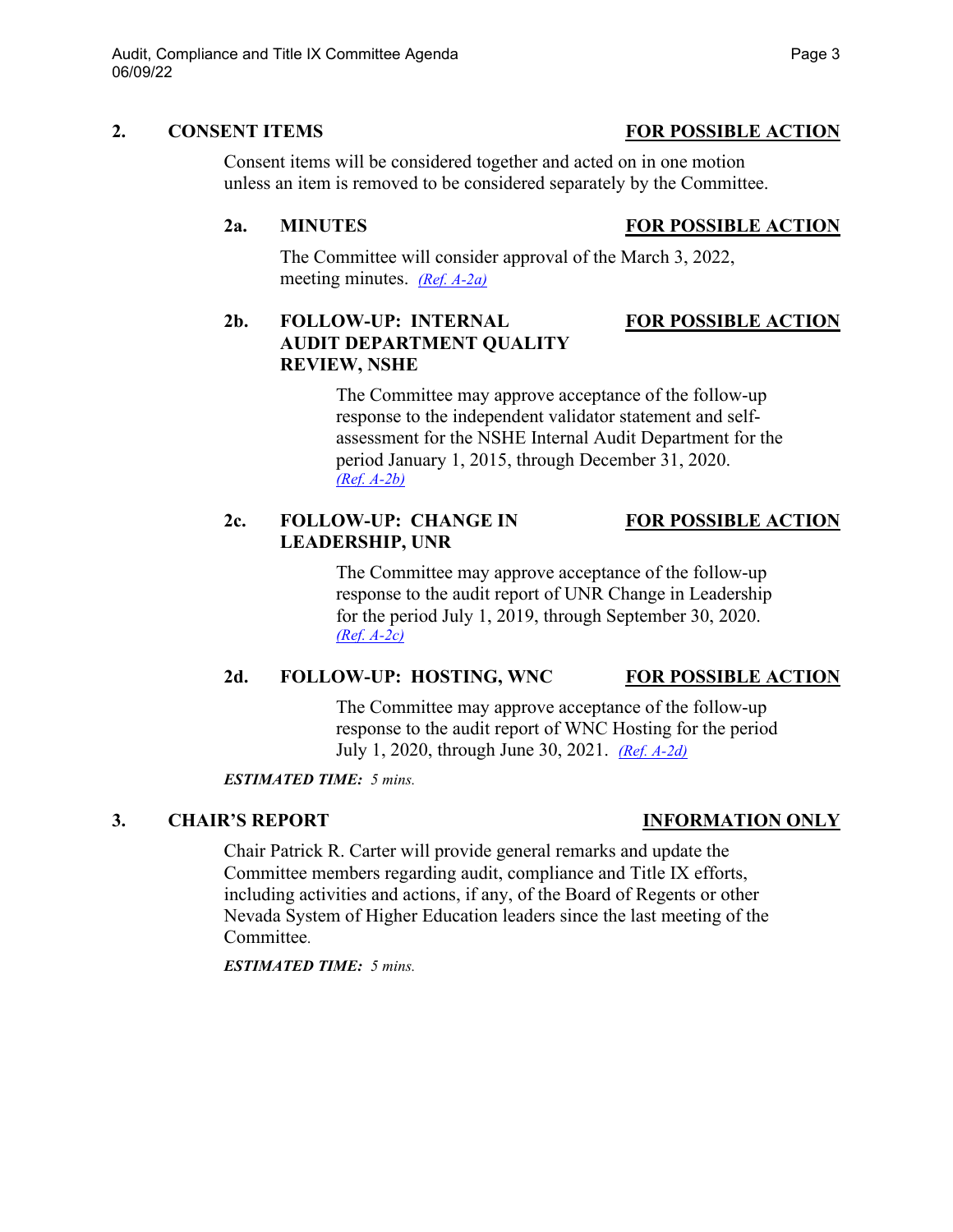## 2. CONSENT ITEMS — FOR POSSIBLE ACTION

Consent items will be considered together and acted on in one motion unless an item is removed to be considered separately by the Committee.

### 2a. MINUTES — FOR POSSIBLE ACTION

The Committee will consider approval of the March 3, 2022, meeting minutes. *(Ref. A-2a)*

### 2b. FOLLOW-UP: INTERNAL AUDIT DEPARTMENT QUALITY REVIEW, NSHE — FOR POSSIBLE ACTION

The Committee may approve acceptance of the follow-up response to the independent validator statement and self-assessment for the NSHE Internal Audit Department for the period January 1, 2015, through December 31, 2020. *(Ref. A-2b)*

### 2c. FOLLOW-UP: CHANGE IN LEADERSHIP, UNR — FOR POSSIBLE ACTION

The Committee may approve acceptance of the follow-up response to the audit report of UNR Change in Leadership for the period July 1, 2019, through September 30, 2020. *(Ref. A-2c)*

### 2d. FOLLOW-UP: HOSTING, WNC — FOR POSSIBLE ACTION

The Committee may approve acceptance of the follow-up response to the audit report of WNC Hosting for the period July 1, 2020, through June 30, 2021. *(Ref. A-2d)*

***ESTIMATED TIME:*** *5 mins.*

## 3. CHAIR'S REPORT — INFORMATION ONLY

Chair Patrick R. Carter will provide general remarks and update the Committee members regarding audit, compliance and Title IX efforts, including activities and actions, if any, of the Board of Regents or other Nevada System of Higher Education leaders since the last meeting of the Committee.

***ESTIMATED TIME:*** *5 mins.*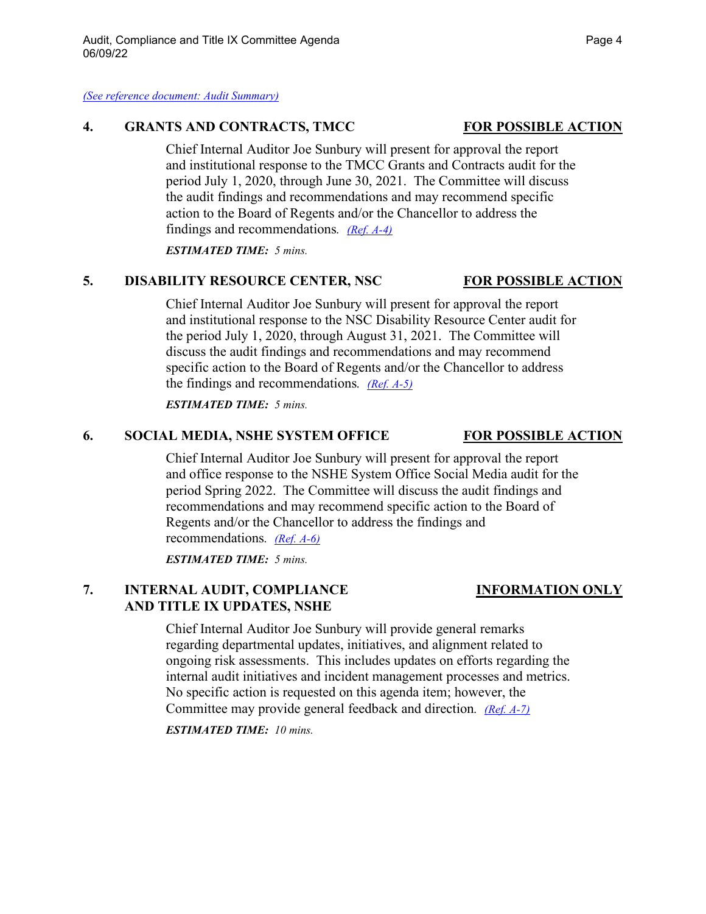*(See reference document: Audit Summary)*

**4. GRANTS AND CONTRACTS, TMCC** **FOR POSSIBLE ACTION**

Chief Internal Auditor Joe Sunbury will present for approval the report and institutional response to the TMCC Grants and Contracts audit for the period July 1, 2020, through June 30, 2021. The Committee will discuss the audit findings and recommendations and may recommend specific action to the Board of Regents and/or the Chancellor to address the findings and recommendations. *(Ref. A-4)*

***ESTIMATED TIME:*** *5 mins.*

**5. DISABILITY RESOURCE CENTER, NSC** **FOR POSSIBLE ACTION**

Chief Internal Auditor Joe Sunbury will present for approval the report and institutional response to the NSC Disability Resource Center audit for the period July 1, 2020, through August 31, 2021. The Committee will discuss the audit findings and recommendations and may recommend specific action to the Board of Regents and/or the Chancellor to address the findings and recommendations. *(Ref. A-5)*

***ESTIMATED TIME:*** *5 mins.*

**6. SOCIAL MEDIA, NSHE SYSTEM OFFICE** **FOR POSSIBLE ACTION**

Chief Internal Auditor Joe Sunbury will present for approval the report and office response to the NSHE System Office Social Media audit for the period Spring 2022. The Committee will discuss the audit findings and recommendations and may recommend specific action to the Board of Regents and/or the Chancellor to address the findings and recommendations. *(Ref. A-6)*

***ESTIMATED TIME:*** *5 mins.*

**7. INTERNAL AUDIT, COMPLIANCE AND TITLE IX UPDATES, NSHE** **INFORMATION ONLY**

Chief Internal Auditor Joe Sunbury will provide general remarks regarding departmental updates, initiatives, and alignment related to ongoing risk assessments. This includes updates on efforts regarding the internal audit initiatives and incident management processes and metrics. No specific action is requested on this agenda item; however, the Committee may provide general feedback and direction. *(Ref. A-7)*

***ESTIMATED TIME:*** *10 mins.*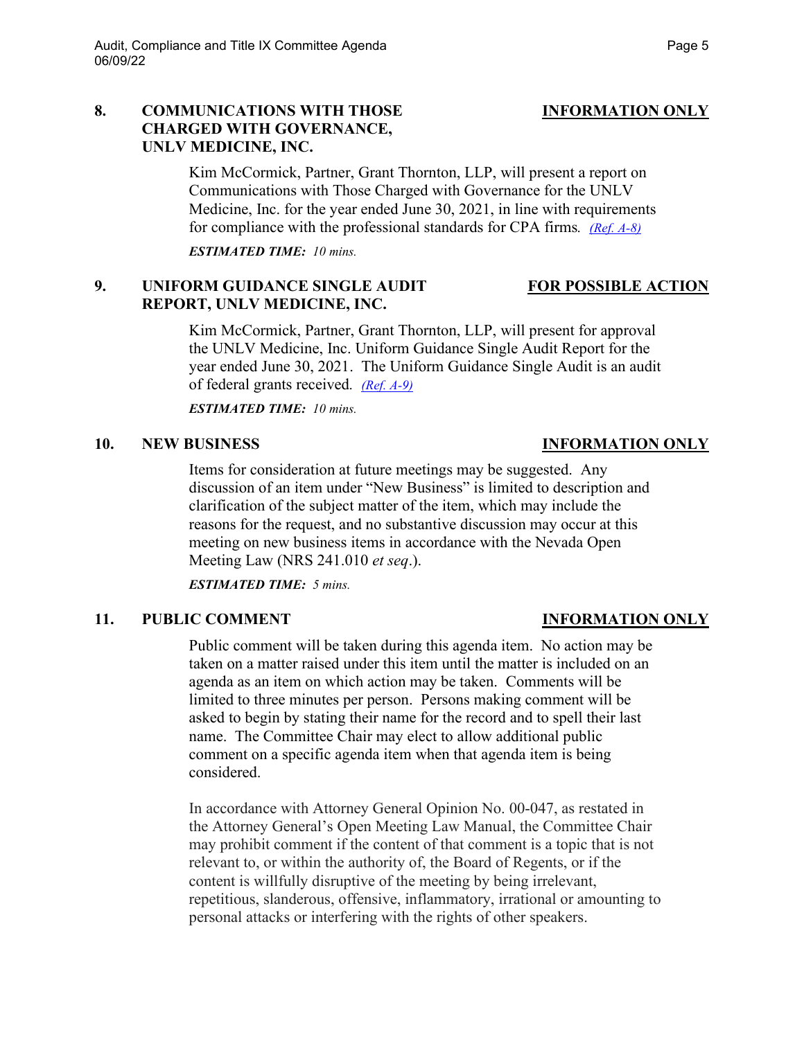**8. COMMUNICATIONS WITH THOSE CHARGED WITH GOVERNANCE, UNLV MEDICINE, INC.** **INFORMATION ONLY**

Kim McCormick, Partner, Grant Thornton, LLP, will present a report on Communications with Those Charged with Governance for the UNLV Medicine, Inc. for the year ended June 30, 2021, in line with requirements for compliance with the professional standards for CPA firms. *(Ref. A-8)*

***ESTIMATED TIME:*** *10 mins.*

**9. UNIFORM GUIDANCE SINGLE AUDIT REPORT, UNLV MEDICINE, INC.** **FOR POSSIBLE ACTION**

Kim McCormick, Partner, Grant Thornton, LLP, will present for approval the UNLV Medicine, Inc. Uniform Guidance Single Audit Report for the year ended June 30, 2021. The Uniform Guidance Single Audit is an audit of federal grants received. *(Ref. A-9)*

***ESTIMATED TIME:*** *10 mins.*

**10. NEW BUSINESS** **INFORMATION ONLY**

Items for consideration at future meetings may be suggested. Any discussion of an item under "New Business" is limited to description and clarification of the subject matter of the item, which may include the reasons for the request, and no substantive discussion may occur at this meeting on new business items in accordance with the Nevada Open Meeting Law (NRS 241.010 *et seq*.).

***ESTIMATED TIME:*** *5 mins.*

**11. PUBLIC COMMENT** **INFORMATION ONLY**

Public comment will be taken during this agenda item. No action may be taken on a matter raised under this item until the matter is included on an agenda as an item on which action may be taken. Comments will be limited to three minutes per person. Persons making comment will be asked to begin by stating their name for the record and to spell their last name. The Committee Chair may elect to allow additional public comment on a specific agenda item when that agenda item is being considered.

In accordance with Attorney General Opinion No. 00-047, as restated in the Attorney General's Open Meeting Law Manual, the Committee Chair may prohibit comment if the content of that comment is a topic that is not relevant to, or within the authority of, the Board of Regents, or if the content is willfully disruptive of the meeting by being irrelevant, repetitious, slanderous, offensive, inflammatory, irrational or amounting to personal attacks or interfering with the rights of other speakers.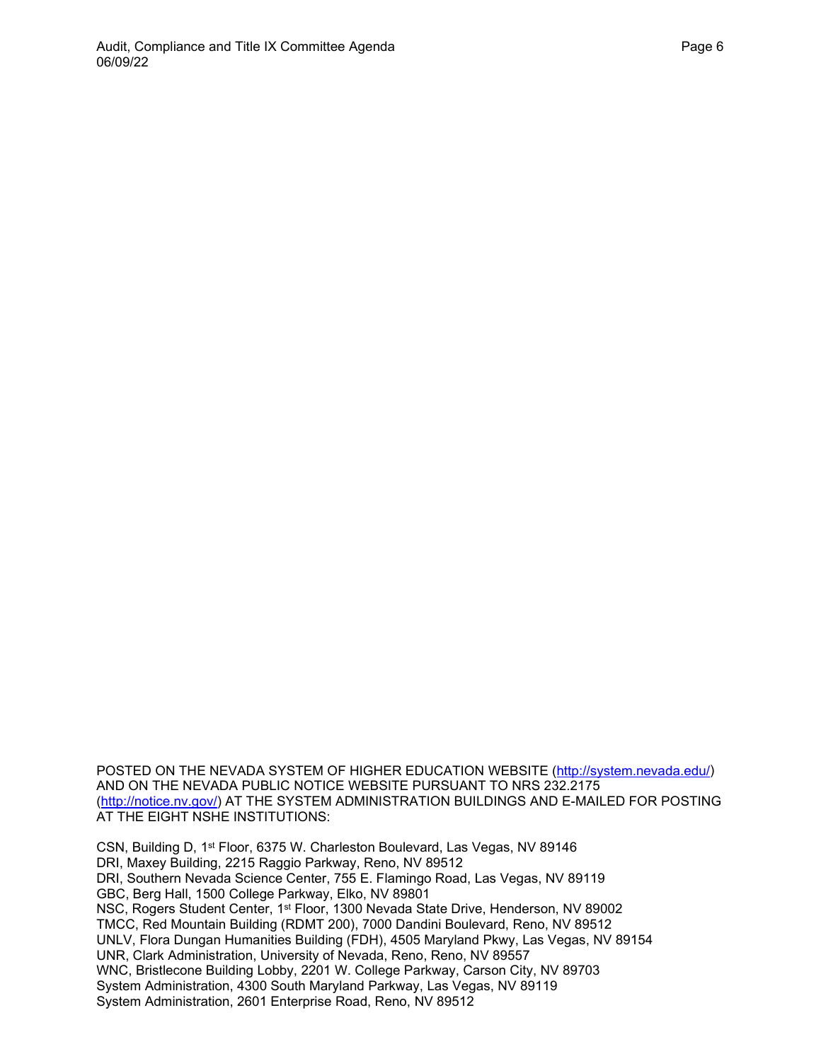POSTED ON THE NEVADA SYSTEM OF HIGHER EDUCATION WEBSITE (http://system.nevada.edu/) AND ON THE NEVADA PUBLIC NOTICE WEBSITE PURSUANT TO NRS 232.2175 (http://notice.nv.gov/) AT THE SYSTEM ADMINISTRATION BUILDINGS AND E-MAILED FOR POSTING AT THE EIGHT NSHE INSTITUTIONS:

CSN, Building D, 1st Floor, 6375 W. Charleston Boulevard, Las Vegas, NV 89146
DRI, Maxey Building, 2215 Raggio Parkway, Reno, NV 89512
DRI, Southern Nevada Science Center, 755 E. Flamingo Road, Las Vegas, NV 89119
GBC, Berg Hall, 1500 College Parkway, Elko, NV 89801
NSC, Rogers Student Center, 1st Floor, 1300 Nevada State Drive, Henderson, NV 89002
TMCC, Red Mountain Building (RDMT 200), 7000 Dandini Boulevard, Reno, NV 89512
UNLV, Flora Dungan Humanities Building (FDH), 4505 Maryland Pkwy, Las Vegas, NV 89154
UNR, Clark Administration, University of Nevada, Reno, Reno, NV 89557
WNC, Bristlecone Building Lobby, 2201 W. College Parkway, Carson City, NV 89703
System Administration, 4300 South Maryland Parkway, Las Vegas, NV 89119
System Administration, 2601 Enterprise Road, Reno, NV 89512